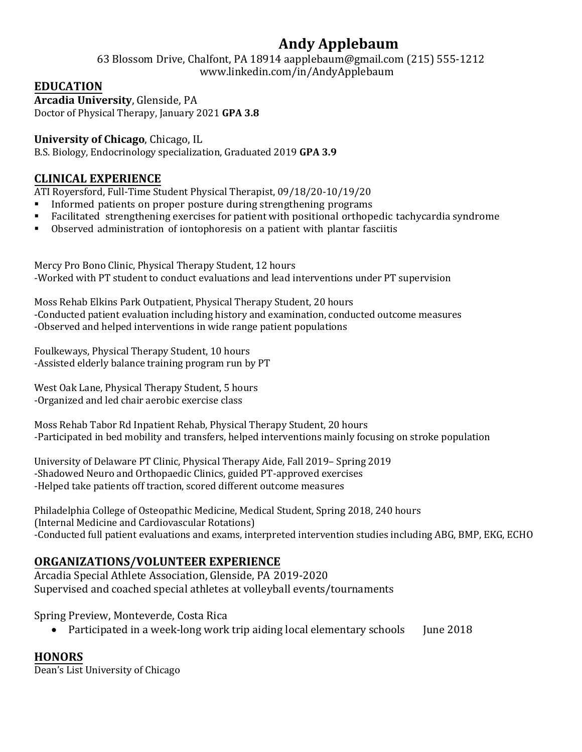# Andy Applebaum

63 Blossom Drive, Chalfont, PA 18914 aapplebaum@gmail.com (215) 555-1212
www.linkedin.com/in/AndyApplebaum

## EDUCATION

**Arcadia University**, Glenside, PA
Doctor of Physical Therapy, January 2021 **GPA 3.8**

**University of Chicago**, Chicago, IL
B.S. Biology, Endocrinology specialization, Graduated 2019 **GPA 3.9**

## CLINICAL EXPERIENCE

ATI Royersford, Full-Time Student Physical Therapist, 09/18/20-10/19/20

- Informed patients on proper posture during strengthening programs
- Facilitated strengthening exercises for patient with positional orthopedic tachycardia syndrome
- Observed administration of iontophoresis on a patient with plantar fasciitis

Mercy Pro Bono Clinic, Physical Therapy Student, 12 hours
-Worked with PT student to conduct evaluations and lead interventions under PT supervision

Moss Rehab Elkins Park Outpatient, Physical Therapy Student, 20 hours
-Conducted patient evaluation including history and examination, conducted outcome measures
-Observed and helped interventions in wide range patient populations

Foulkeways, Physical Therapy Student, 10 hours
-Assisted elderly balance training program run by PT

West Oak Lane, Physical Therapy Student, 5 hours
-Organized and led chair aerobic exercise class

Moss Rehab Tabor Rd Inpatient Rehab, Physical Therapy Student, 20 hours
-Participated in bed mobility and transfers, helped interventions mainly focusing on stroke population

University of Delaware PT Clinic, Physical Therapy Aide, Fall 2019– Spring 2019
-Shadowed Neuro and Orthopaedic Clinics, guided PT-approved exercises
-Helped take patients off traction, scored different outcome measures

Philadelphia College of Osteopathic Medicine, Medical Student, Spring 2018, 240 hours
(Internal Medicine and Cardiovascular Rotations)
-Conducted full patient evaluations and exams, interpreted intervention studies including ABG, BMP, EKG, ECHO

## ORGANIZATIONS/VOLUNTEER EXPERIENCE

Arcadia Special Athlete Association, Glenside, PA 2019-2020
Supervised and coached special athletes at volleyball events/tournaments

Spring Preview, Monteverde, Costa Rica

- Participated in a week-long work trip aiding local elementary schools June 2018

## HONORS

Dean's List University of Chicago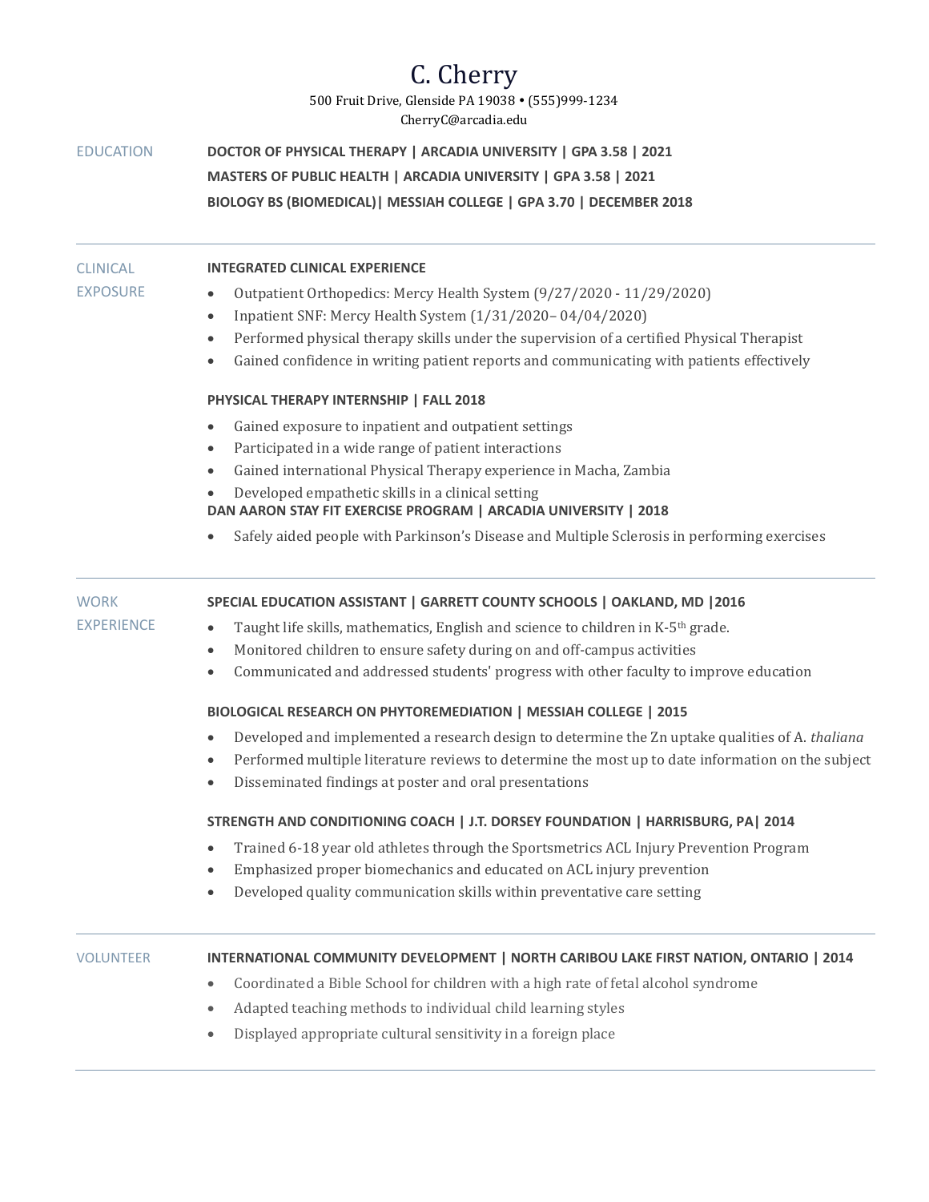# C. Cherry

500 Fruit Drive, Glenside PA 19038 • (555)999-1234
CherryC@arcadia.edu

## EDUCATION

**DOCTOR OF PHYSICAL THERAPY | ARCADIA UNIVERSITY | GPA 3.58 | 2021**

**MASTERS OF PUBLIC HEALTH | ARCADIA UNIVERSITY | GPA 3.58 | 2021**

**BIOLOGY BS (BIOMEDICAL)| MESSIAH COLLEGE | GPA 3.70 | DECEMBER 2018**

## CLINICAL EXPOSURE

**INTEGRATED CLINICAL EXPERIENCE**

- Outpatient Orthopedics: Mercy Health System (9/27/2020 - 11/29/2020)
- Inpatient SNF: Mercy Health System (1/31/2020– 04/04/2020)
- Performed physical therapy skills under the supervision of a certified Physical Therapist
- Gained confidence in writing patient reports and communicating with patients effectively

**PHYSICAL THERAPY INTERNSHIP | FALL 2018**

- Gained exposure to inpatient and outpatient settings
- Participated in a wide range of patient interactions
- Gained international Physical Therapy experience in Macha, Zambia
- Developed empathetic skills in a clinical setting

**DAN AARON STAY FIT EXERCISE PROGRAM | ARCADIA UNIVERSITY | 2018**

- Safely aided people with Parkinson's Disease and Multiple Sclerosis in performing exercises

## WORK EXPERIENCE

**SPECIAL EDUCATION ASSISTANT | GARRETT COUNTY SCHOOLS | OAKLAND, MD |2016**

- Taught life skills, mathematics, English and science to children in K-5th grade.
- Monitored children to ensure safety during on and off-campus activities
- Communicated and addressed students' progress with other faculty to improve education

**BIOLOGICAL RESEARCH ON PHYTOREMEDIATION | MESSIAH COLLEGE | 2015**

- Developed and implemented a research design to determine the Zn uptake qualities of A. *thaliana*
- Performed multiple literature reviews to determine the most up to date information on the subject
- Disseminated findings at poster and oral presentations

**STRENGTH AND CONDITIONING COACH | J.T. DORSEY FOUNDATION | HARRISBURG, PA| 2014**

- Trained 6-18 year old athletes through the Sportsmetrics ACL Injury Prevention Program
- Emphasized proper biomechanics and educated on ACL injury prevention
- Developed quality communication skills within preventative care setting

## VOLUNTEER

**INTERNATIONAL COMMUNITY DEVELOPMENT | NORTH CARIBOU LAKE FIRST NATION, ONTARIO | 2014**

- Coordinated a Bible School for children with a high rate of fetal alcohol syndrome
- Adapted teaching methods to individual child learning styles
- Displayed appropriate cultural sensitivity in a foreign place